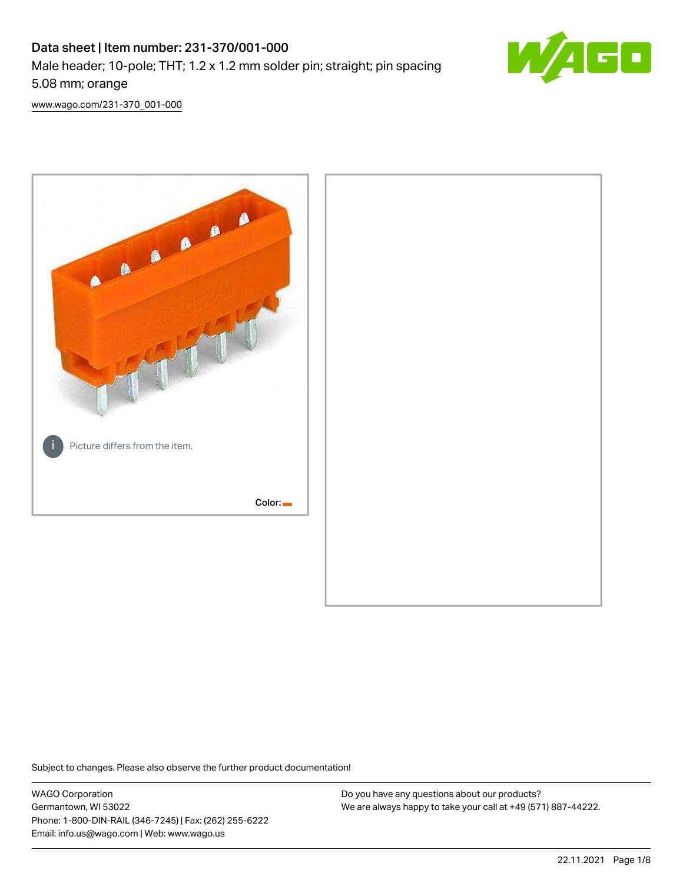# Data sheet | Item number: 231-370/001-000

Male header; 10-pole; THT; 1.2 x 1.2 mm solder pin; straight; pin spacing 5.08 mm; orange

www.wago.com/231-370_001-000

Picture differs from the item.

Color:

Subject to changes. Please also observe the further product documentation!

WAGO Corporation
Germantown, WI 53022
Phone: 1-800-DIN-RAIL (346-7245) | Fax: (262) 255-6222
Email: info.us@wago.com | Web: www.wago.us

Do you have any questions about our products?
We are always happy to take your call at +49 (571) 887-44222.

22.11.2021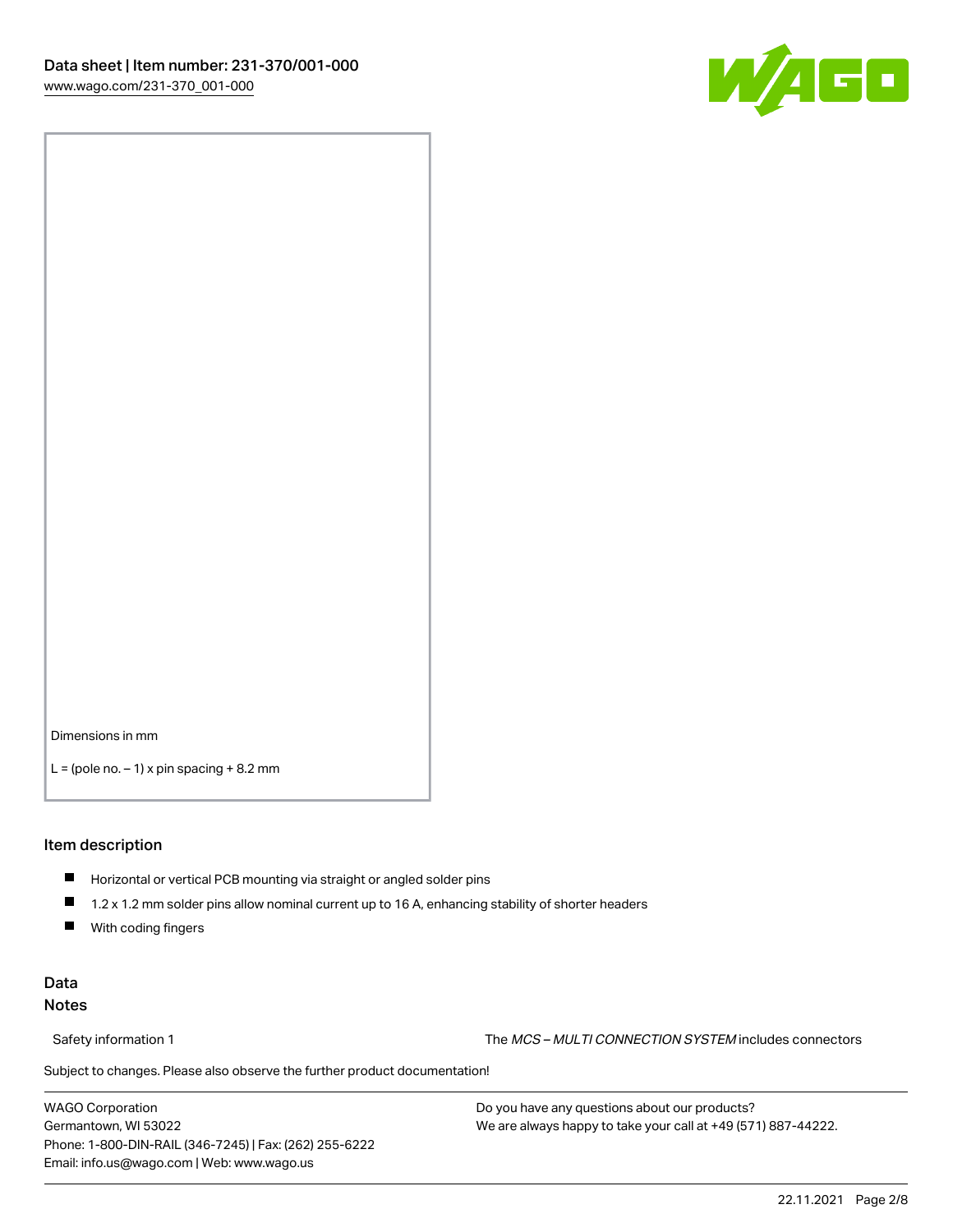Dimensions in mm

L = (pole no. – 1) x pin spacing + 8.2 mm

## Item description

- Horizontal or vertical PCB mounting via straight or angled solder pins
- 1.2 x 1.2 mm solder pins allow nominal current up to 16 A, enhancing stability of shorter headers
- With coding fingers

## Data

### Notes

Safety information 1 — The *MCS – MULTI CONNECTION SYSTEM* includes connectors

Subject to changes. Please also observe the further product documentation!

WAGO Corporation
Germantown, WI 53022
Phone: 1-800-DIN-RAIL (346-7245) | Fax: (262) 255-6222
Email: info.us@wago.com | Web: www.wago.us

Do you have any questions about our products?
We are always happy to take your call at +49 (571) 887-44222.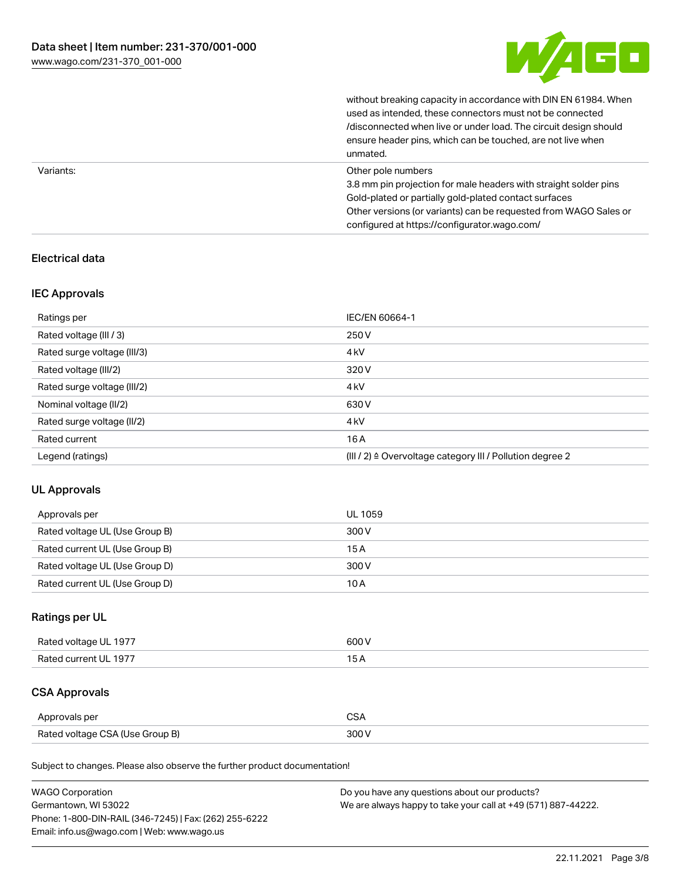| | |
|---|---|
| | without breaking capacity in accordance with DIN EN 61984. When used as intended, these connectors must not be connected /disconnected when live or under load. The circuit design should ensure header pins, which can be touched, are not live when unmated. |
| Variants: | Other pole numbers<br>3.8 mm pin projection for male headers with straight solder pins<br>Gold-plated or partially gold-plated contact surfaces<br>Other versions (or variants) can be requested from WAGO Sales or configured at https://configurator.wago.com/ |

## Electrical data

### IEC Approvals

| Ratings per | IEC/EN 60664-1 |
|---|---|
| Rated voltage (III / 3) | 250 V |
| Rated surge voltage (III/3) | 4 kV |
| Rated voltage (III/2) | 320 V |
| Rated surge voltage (III/2) | 4 kV |
| Nominal voltage (II/2) | 630 V |
| Rated surge voltage (II/2) | 4 kV |
| Rated current | 16 A |
| Legend (ratings) | (III / 2) ≙ Overvoltage category III / Pollution degree 2 |

### UL Approvals

| Approvals per | UL 1059 |
|---|---|
| Rated voltage UL (Use Group B) | 300 V |
| Rated current UL (Use Group B) | 15 A |
| Rated voltage UL (Use Group D) | 300 V |
| Rated current UL (Use Group D) | 10 A |

### Ratings per UL

| Rated voltage UL 1977 | 600 V |
|---|---|
| Rated current UL 1977 | 15 A |

### CSA Approvals

| Approvals per | CSA |
|---|---|
| Rated voltage CSA (Use Group B) | 300 V |

Subject to changes. Please also observe the further product documentation!

WAGO Corporation
Germantown, WI 53022
Phone: 1-800-DIN-RAIL (346-7245) | Fax: (262) 255-6222
Email: info.us@wago.com | Web: www.wago.us

Do you have any questions about our products?
We are always happy to take your call at +49 (571) 887-44222.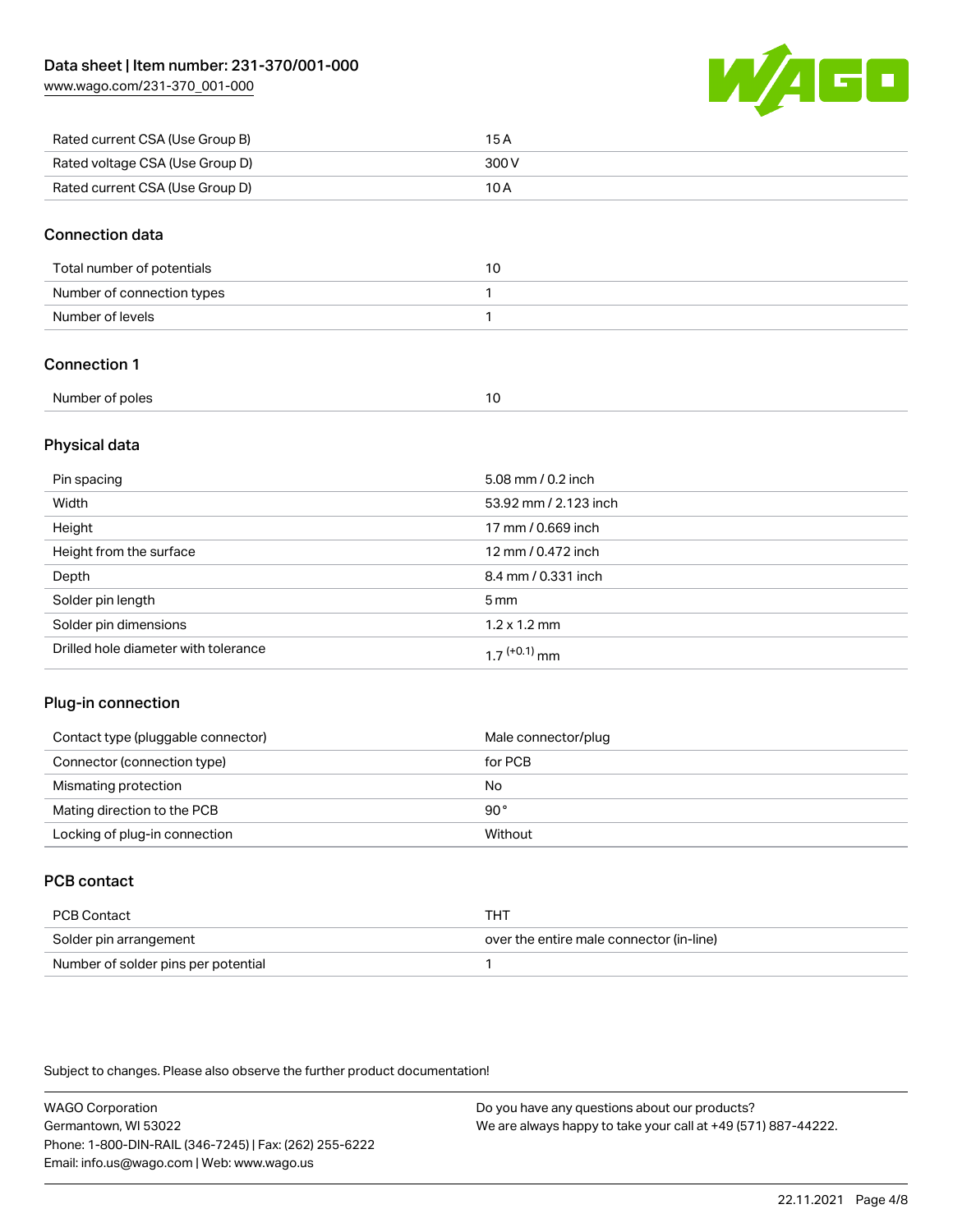| Rated current CSA (Use Group B) | 15 A |
|---|---|
| Rated voltage CSA (Use Group D) | 300 V |
| Rated current CSA (Use Group D) | 10 A |

## Connection data

| Total number of potentials | 10 |
|---|---|
| Number of connection types | 1 |
| Number of levels | 1 |

## Connection 1

| Number of poles | 10 |
|---|---|

## Physical data

| Pin spacing | 5.08 mm / 0.2 inch |
|---|---|
| Width | 53.92 mm / 2.123 inch |
| Height | 17 mm / 0.669 inch |
| Height from the surface | 12 mm / 0.472 inch |
| Depth | 8.4 mm / 0.331 inch |
| Solder pin length | 5 mm |
| Solder pin dimensions | 1.2 x 1.2 mm |
| Drilled hole diameter with tolerance | $1.7^{(+0.1)}$ mm |

## Plug-in connection

| Contact type (pluggable connector) | Male connector/plug |
|---|---|
| Connector (connection type) | for PCB |
| Mismating protection | No |
| Mating direction to the PCB | 90 ° |
| Locking of plug-in connection | Without |

## PCB contact

| PCB Contact | THT |
|---|---|
| Solder pin arrangement | over the entire male connector (in-line) |
| Number of solder pins per potential | 1 |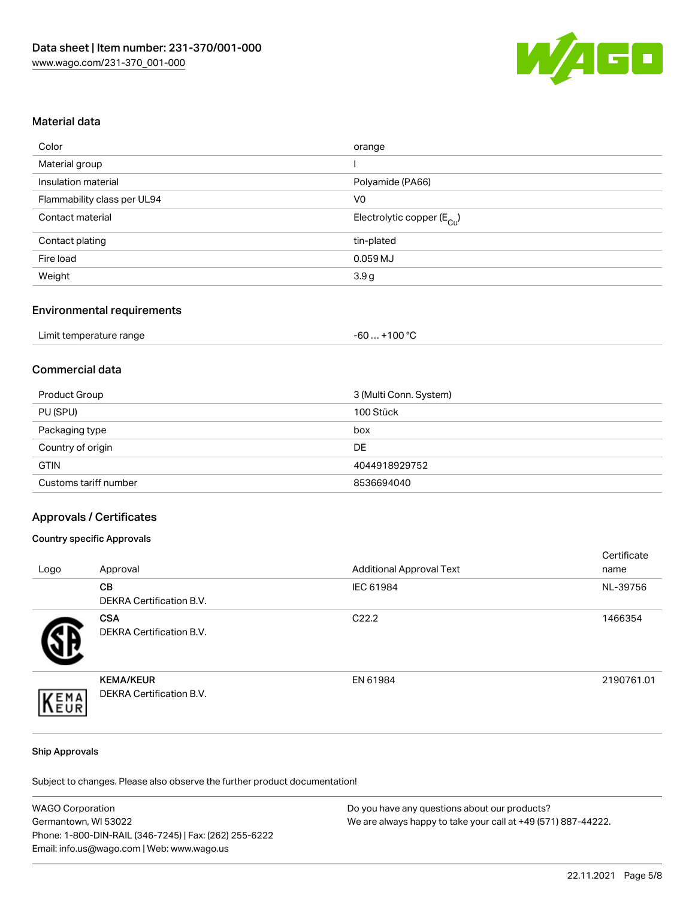## Material data

| | |
|---|---|
| Color | orange |
| Material group | I |
| Insulation material | Polyamide (PA66) |
| Flammability class per UL94 | V0 |
| Contact material | Electrolytic copper ($E_{Cu}$) |
| Contact plating | tin-plated |
| Fire load | 0.059 MJ |
| Weight | 3.9 g |

## Environmental requirements

| | |
|---|---|
| Limit temperature range | -60 … +100 °C |

## Commercial data

| | |
|---|---|
| Product Group | 3 (Multi Conn. System) |
| PU (SPU) | 100 Stück |
| Packaging type | box |
| Country of origin | DE |
| GTIN | 4044918929752 |
| Customs tariff number | 8536694040 |

## Approvals / Certificates

### Country specific Approvals

| Logo | Approval | Additional Approval Text | Certificate name |
|---|---|---|---|
| | **CB** DEKRA Certification B.V. | IEC 61984 | NL-39756 |
| | **CSA** DEKRA Certification B.V. | C22.2 | 1466354 |
| | **KEMA/KEUR** DEKRA Certification B.V. | EN 61984 | 2190761.01 |

### Ship Approvals

Subject to changes. Please also observe the further product documentation!

WAGO Corporation
Germantown, WI 53022
Phone: 1-800-DIN-RAIL (346-7245) | Fax: (262) 255-6222
Email: info.us@wago.com | Web: www.wago.us

Do you have any questions about our products?
We are always happy to take your call at +49 (571) 887-44222.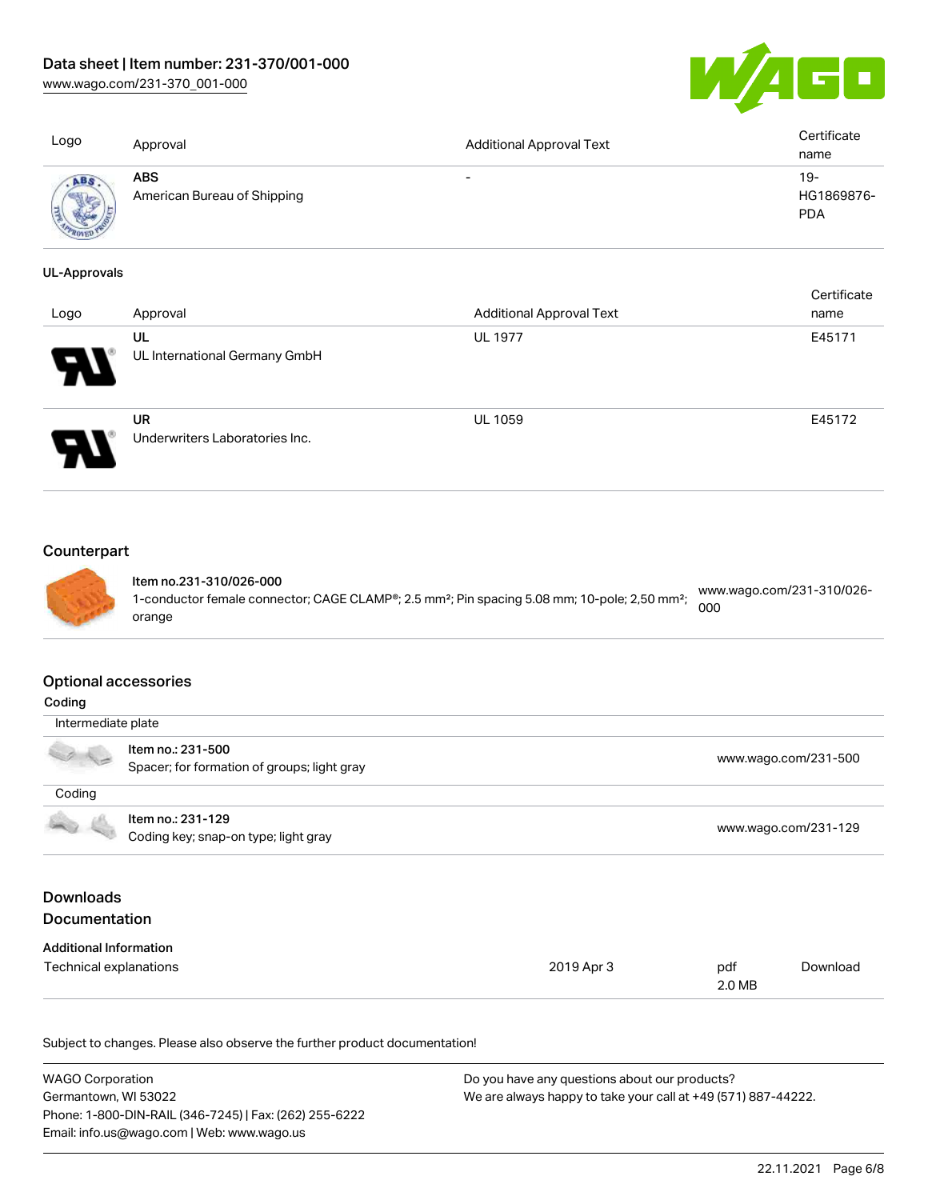| Logo | Approval | Additional Approval Text | Certificate name |
|---|---|---|---|
| | **ABS**<br>American Bureau of Shipping | - | 19-HG1869876-PDA |

**UL-Approvals**

| Logo | Approval | Additional Approval Text | Certificate name |
|---|---|---|---|
| | **UL**<br>UL International Germany GmbH | UL 1977 | E45171 |
| | **UR**<br>Underwriters Laboratories Inc. | UL 1059 | E45172 |

## Counterpart

| | | |
|---|---|---|
| | **Item no.231-310/026-000**<br>1-conductor female connector; CAGE CLAMP®; 2.5 mm²; Pin spacing 5.08 mm; 10-pole; 2,50 mm²; orange | www.wago.com/231-310/026-000 |

## Optional accessories

**Coding**

| | | |
|---|---|---|
| Intermediate plate | | |
| | **Item no.: 231-500**<br>Spacer; for formation of groups; light gray | www.wago.com/231-500 |
| Coding | | |
| | **Item no.: 231-129**<br>Coding key; snap-on type; light gray | www.wago.com/231-129 |

## Downloads

## Documentation

**Additional Information**

| | | | |
|---|---|---|---|
| Technical explanations | 2019 Apr 3 | pdf<br>2.0 MB | Download |

Subject to changes. Please also observe the further product documentation!

WAGO Corporation
Germantown, WI 53022
Phone: 1-800-DIN-RAIL (346-7245) | Fax: (262) 255-6222
Email: info.us@wago.com | Web: www.wago.us

Do you have any questions about our products?
We are always happy to take your call at +49 (571) 887-44222.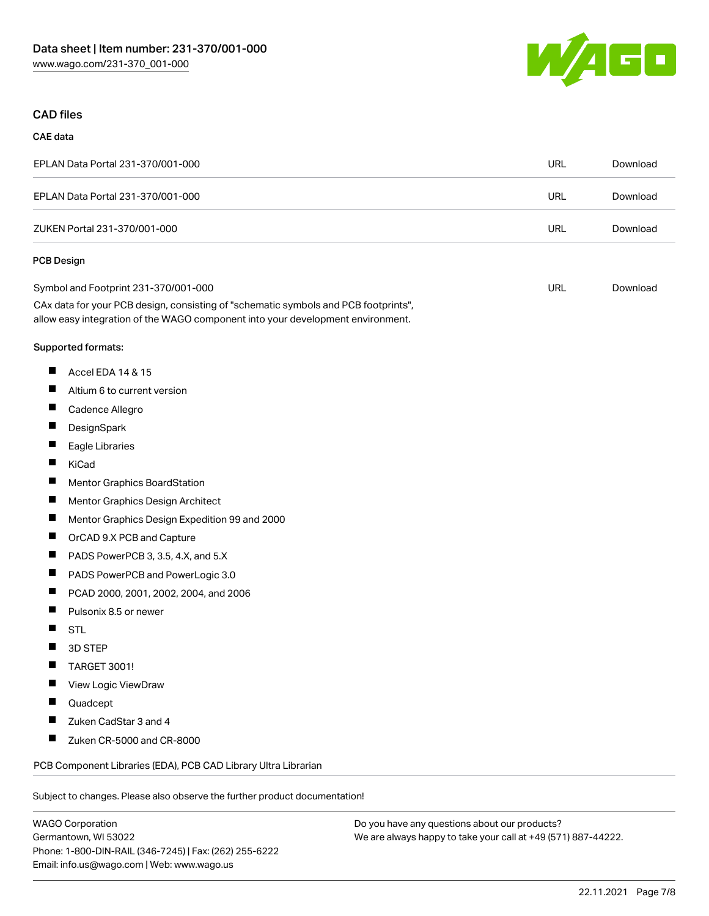## CAD files

### CAE data

| | | |
|---|---|---|
| EPLAN Data Portal 231-370/001-000 | URL | Download |
| EPLAN Data Portal 231-370/001-000 | URL | Download |
| ZUKEN Portal 231-370/001-000 | URL | Download |

### PCB Design

| | | |
|---|---|---|
| Symbol and Footprint 231-370/001-000 | URL | Download |

CAx data for your PCB design, consisting of "schematic symbols and PCB footprints", allow easy integration of the WAGO component into your development environment.

**Supported formats:**

- Accel EDA 14 & 15
- Altium 6 to current version
- Cadence Allegro
- DesignSpark
- Eagle Libraries
- KiCad
- Mentor Graphics BoardStation
- Mentor Graphics Design Architect
- Mentor Graphics Design Expedition 99 and 2000
- OrCAD 9.X PCB and Capture
- PADS PowerPCB 3, 3.5, 4.X, and 5.X
- PADS PowerPCB and PowerLogic 3.0
- PCAD 2000, 2001, 2002, 2004, and 2006
- Pulsonix 8.5 or newer
- STL
- 3D STEP
- TARGET 3001!
- View Logic ViewDraw
- Quadcept
- Zuken CadStar 3 and 4
- Zuken CR-5000 and CR-8000

PCB Component Libraries (EDA), PCB CAD Library Ultra Librarian

Subject to changes. Please also observe the further product documentation!

WAGO Corporation
Germantown, WI 53022
Phone: 1-800-DIN-RAIL (346-7245) | Fax: (262) 255-6222
Email: info.us@wago.com | Web: www.wago.us

Do you have any questions about our products?
We are always happy to take your call at +49 (571) 887-44222.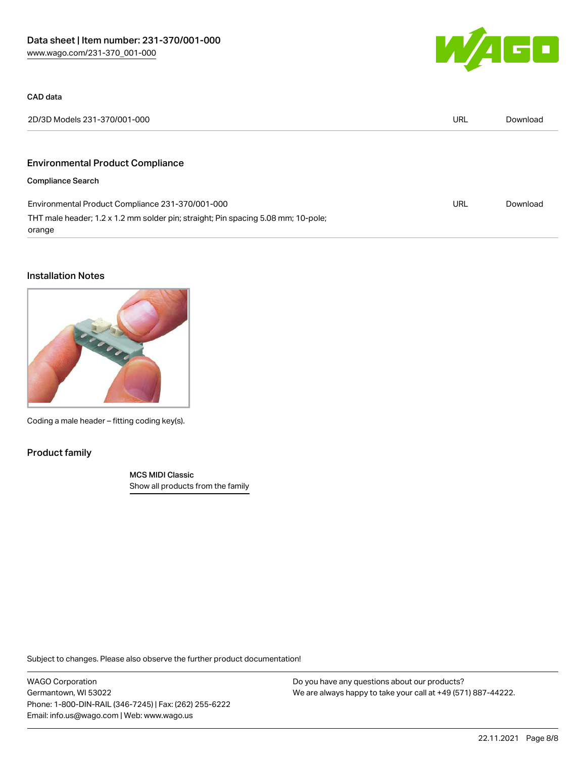Data sheet | Item number: 231-370/001-000
www.wago.com/231-370_001-000

#### CAD data

| | | |
|---|---|---|
| 2D/3D Models 231-370/001-000 | URL | Download |

## Environmental Product Compliance

#### Compliance Search

| | | |
|---|---|---|
| Environmental Product Compliance 231-370/001-000<br>THT male header; 1.2 x 1.2 mm solder pin; straight; Pin spacing 5.08 mm; 10-pole; orange | URL | Download |

## Installation Notes

Coding a male header – fitting coding key(s).

## Product family

MCS MIDI Classic
Show all products from the family

Subject to changes. Please also observe the further product documentation!

WAGO Corporation
Germantown, WI 53022
Phone: 1-800-DIN-RAIL (346-7245) | Fax: (262) 255-6222
Email: info.us@wago.com | Web: www.wago.us

Do you have any questions about our products?
We are always happy to take your call at +49 (571) 887-44222.

22.11.2021